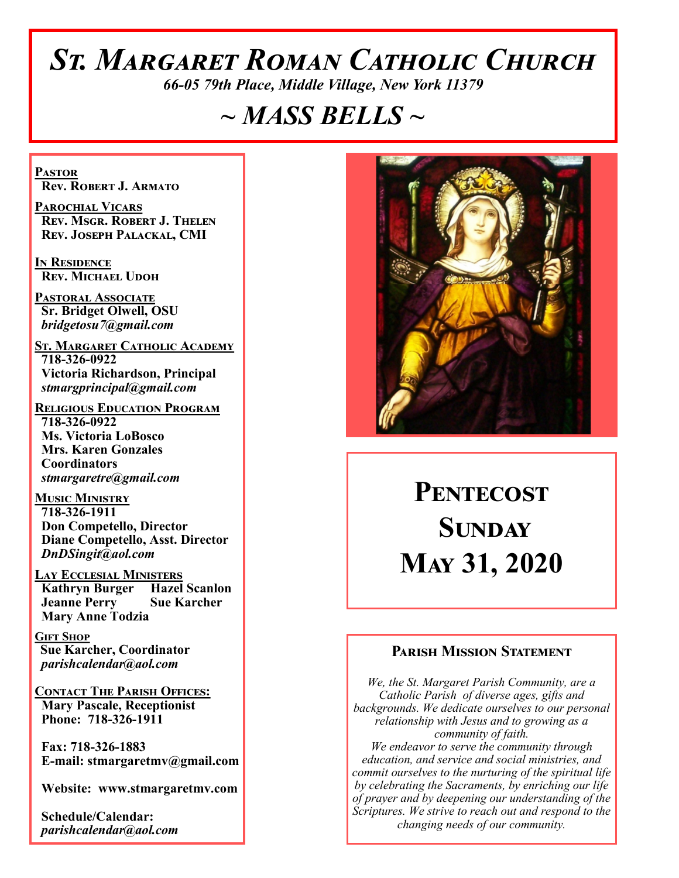# St. Margaret Roman Catholic Church

*66-05 79th Place, Middle Village, New York 11379*

## ~ MASS BELLS ~

**Pastor**
Rev. Robert J. Armato

**Parochial Vicars**
Rev. Msgr. Robert J. Thelen
Rev. Joseph Palackal, CMI

**In Residence**
Rev. Michael Udoh

**Pastoral Associate**
Sr. Bridget Olwell, OSU
*bridgetosu7@gmail.com*

**St. Margaret Catholic Academy**
718-326-0922
Victoria Richardson, Principal
*stmargprincipal@gmail.com*

**Religious Education Program**
718-326-0922
Ms. Victoria LoBosco
Mrs. Karen Gonzales
Coordinators
*stmargaretre@gmail.com*

**Music Ministry**
718-326-1911
Don Competello, Director
Diane Competello, Asst. Director
*DnDSingit@aol.com*

**Lay Ecclesial Ministers**
Kathryn Burger
Hazel Scanlon
Jeanne Perry
Sue Karcher
Mary Anne Todzia

**Gift Shop**
Sue Karcher, Coordinator
*parishcalendar@aol.com*

**Contact The Parish Offices:**
Mary Pascale, Receptionist
Phone: 718-326-1911

Fax: 718-326-1883
E-mail: stmargaretmv@gmail.com

Website: www.stmargaretmv.com

Schedule/Calendar:
*parishcalendar@aol.com*

# Pentecost Sunday
# May 31, 2020

### Parish Mission Statement

*We, the St. Margaret Parish Community, are a Catholic Parish of diverse ages, gifts and backgrounds. We dedicate ourselves to our personal relationship with Jesus and to growing as a community of faith.*
*We endeavor to serve the community through education, and service and social ministries, and commit ourselves to the nurturing of the spiritual life by celebrating the Sacraments, by enriching our life of prayer and by deepening our understanding of the Scriptures. We strive to reach out and respond to the changing needs of our community.*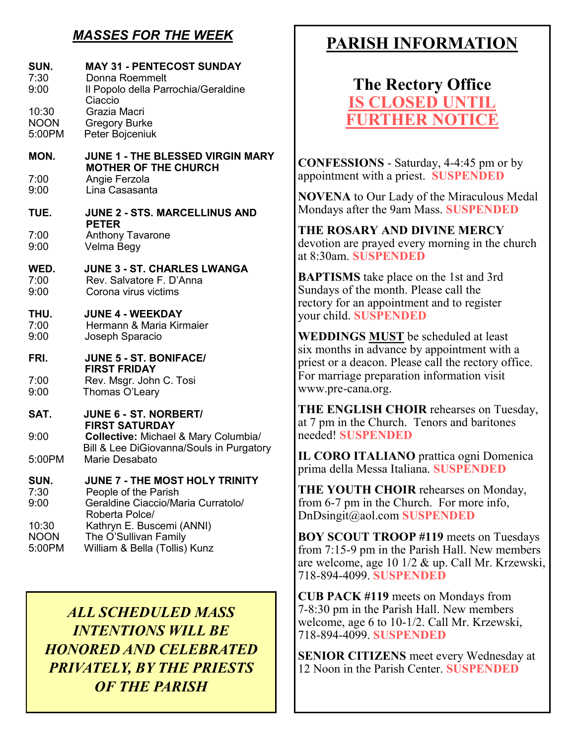## *MASSES FOR THE WEEK*

**SUN. MAY 31 - PENTECOST SUNDAY**

7:30 Donna Roemmelt
9:00 Il Popolo della Parrochia/Geraldine Ciaccio
10:30 Grazia Macri
NOON Gregory Burke
5:00PM Peter Bojceniuk

**MON. JUNE 1 - THE BLESSED VIRGIN MARY MOTHER OF THE CHURCH**

7:00 Angie Ferzola
9:00 Lina Casasanta

**TUE. JUNE 2 - STS. MARCELLINUS AND PETER**

7:00 Anthony Tavarone
9:00 Velma Begy

**WED. JUNE 3 - ST. CHARLES LWANGA**

7:00 Rev. Salvatore F. D'Anna
9:00 Corona virus victims

**THU. JUNE 4 - WEEKDAY**

7:00 Hermann & Maria Kirmaier
9:00 Joseph Sparacio

**FRI. JUNE 5 - ST. BONIFACE/ FIRST FRIDAY**

7:00 Rev. Msgr. John C. Tosi
9:00 Thomas O'Leary

**SAT. JUNE 6 - ST. NORBERT/ FIRST SATURDAY**

9:00 **Collective:** Michael & Mary Columbia/ Bill & Lee DiGiovanna/Souls in Purgatory
5:00PM Marie Desabato

**SUN. JUNE 7 - THE MOST HOLY TRINITY**

7:30 People of the Parish
9:00 Geraldine Ciaccio/Maria Curratolo/ Roberta Polce/
10:30 Kathryn E. Buscemi (ANNI)
NOON The O'Sullivan Family
5:00PM William & Bella (Tollis) Kunz

***ALL SCHEDULED MASS INTENTIONS WILL BE HONORED AND CELEBRATED PRIVATELY, BY THE PRIESTS OF THE PARISH***

# PARISH INFORMATION

## The Rectory Office IS CLOSED UNTIL FURTHER NOTICE

**CONFESSIONS** - Saturday, 4-4:45 pm or by appointment with a priest. **SUSPENDED**

**NOVENA** to Our Lady of the Miraculous Medal Mondays after the 9am Mass. **SUSPENDED**

**THE ROSARY AND DIVINE MERCY** devotion are prayed every morning in the church at 8:30am. **SUSPENDED**

**BAPTISMS** take place on the 1st and 3rd Sundays of the month. Please call the rectory for an appointment and to register your child. **SUSPENDED**

**WEDDINGS MUST** be scheduled at least six months in advance by appointment with a priest or a deacon. Please call the rectory office. For marriage preparation information visit www.pre-cana.org.

**THE ENGLISH CHOIR** rehearses on Tuesday, at 7 pm in the Church. Tenors and baritones needed! **SUSPENDED**

**IL CORO ITALIANO** prattica ogni Domenica prima della Messa Italiana. **SUSPENDED**

**THE YOUTH CHOIR** rehearses on Monday, from 6-7 pm in the Church. For more info, DnDsingit@aol.com **SUSPENDED**

**BOY SCOUT TROOP #119** meets on Tuesdays from 7:15-9 pm in the Parish Hall. New members are welcome, age 10 1/2 & up. Call Mr. Krzewski, 718-894-4099. **SUSPENDED**

**CUB PACK #119** meets on Mondays from 7-8:30 pm in the Parish Hall. New members welcome, age 6 to 10-1/2. Call Mr. Krzewski, 718-894-4099. **SUSPENDED**

**SENIOR CITIZENS** meet every Wednesday at 12 Noon in the Parish Center. **SUSPENDED**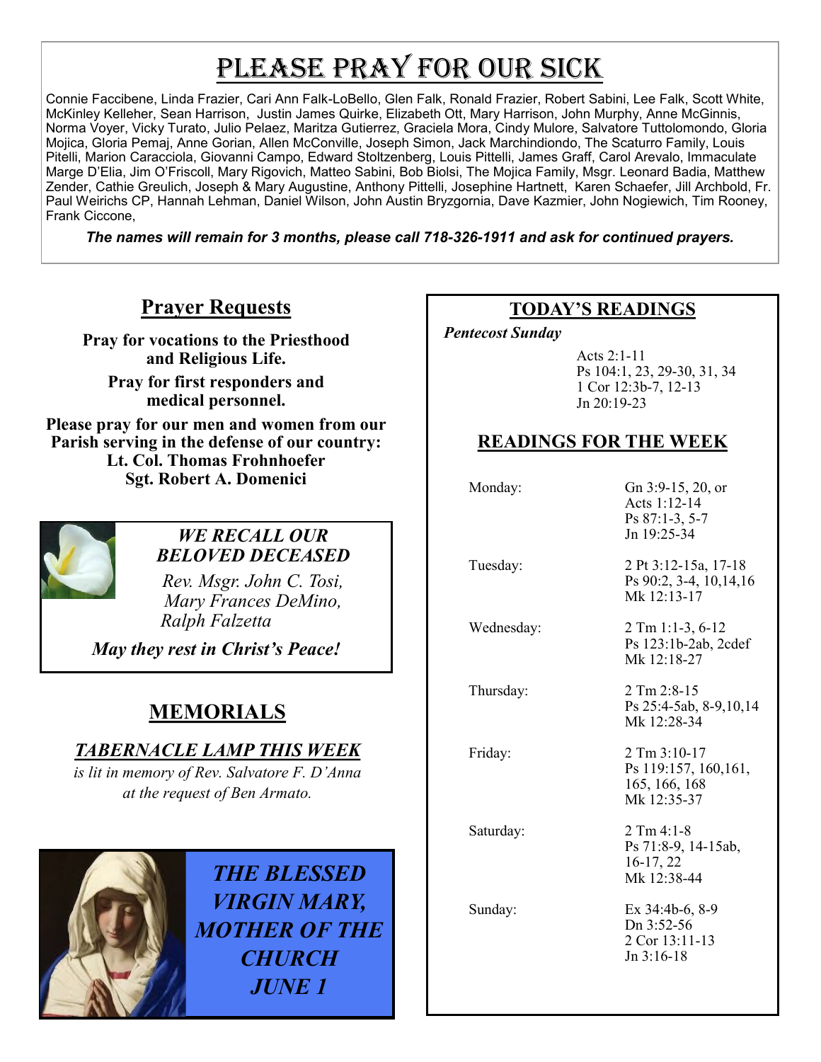# Please Pray for Our Sick

Connie Faccibene, Linda Frazier, Cari Ann Falk-LoBello, Glen Falk, Ronald Frazier, Robert Sabini, Lee Falk, Scott White, McKinley Kelleher, Sean Harrison, Justin James Quirke, Elizabeth Ott, Mary Harrison, John Murphy, Anne McGinnis, Norma Voyer, Vicky Turato, Julio Pelaez, Maritza Gutierrez, Graciela Mora, Cindy Mulore, Salvatore Tuttolomondo, Gloria Mojica, Gloria Pemaj, Anne Gorian, Allen McConville, Joseph Simon, Jack Marchindiondo, The Scaturro Family, Louis Pitelli, Marion Caracciola, Giovanni Campo, Edward Stoltzenberg, Louis Pittelli, James Graff, Carol Arevalo, Immaculate Marge D'Elia, Jim O'Friscoll, Mary Rigovich, Matteo Sabini, Bob Biolsi, The Mojica Family, Msgr. Leonard Badia, Matthew Zender, Cathie Greulich, Joseph & Mary Augustine, Anthony Pittelli, Josephine Hartnett, Karen Schaefer, Jill Archbold, Fr. Paul Weirichs CP, Hannah Lehman, Daniel Wilson, John Austin Bryzgornia, Dave Kazmier, John Nogiewich, Tim Rooney, Frank Ciccone,

***The names will remain for 3 months, please call 718-326-1911 and ask for continued prayers.***

## Prayer Requests

**Pray for vocations to the Priesthood and Religious Life.**

**Pray for first responders and medical personnel.**

**Please pray for our men and women from our Parish serving in the defense of our country:**
**Lt. Col. Thomas Frohnhoefer**
**Sgt. Robert A. Domenici**

### *WE RECALL OUR BELOVED DECEASED*

*Rev. Msgr. John C. Tosi,*
*Mary Frances DeMino,*
*Ralph Falzetta*

***May they rest in Christ's Peace!***

## MEMORIALS

### *TABERNACLE LAMP THIS WEEK*

*is lit in memory of Rev. Salvatore F. D'Anna at the request of Ben Armato.*

***THE BLESSED VIRGIN MARY, MOTHER OF THE CHURCH JUNE 1***

## TODAY'S READINGS

***Pentecost Sunday***

Acts 2:1-11
Ps 104:1, 23, 29-30, 31, 34
1 Cor 12:3b-7, 12-13
Jn 20:19-23

## READINGS FOR THE WEEK

| Day | Readings |
|---|---|
| Monday: | Gn 3:9-15, 20, or Acts 1:12-14<br>Ps 87:1-3, 5-7<br>Jn 19:25-34 |
| Tuesday: | 2 Pt 3:12-15a, 17-18<br>Ps 90:2, 3-4, 10,14,16<br>Mk 12:13-17 |
| Wednesday: | 2 Tm 1:1-3, 6-12<br>Ps 123:1b-2ab, 2cdef<br>Mk 12:18-27 |
| Thursday: | 2 Tm 2:8-15<br>Ps 25:4-5ab, 8-9,10,14<br>Mk 12:28-34 |
| Friday: | 2 Tm 3:10-17<br>Ps 119:157, 160,161, 165, 166, 168<br>Mk 12:35-37 |
| Saturday: | 2 Tm 4:1-8<br>Ps 71:8-9, 14-15ab, 16-17, 22<br>Mk 12:38-44 |
| Sunday: | Ex 34:4b-6, 8-9<br>Dn 3:52-56<br>2 Cor 13:11-13<br>Jn 3:16-18 |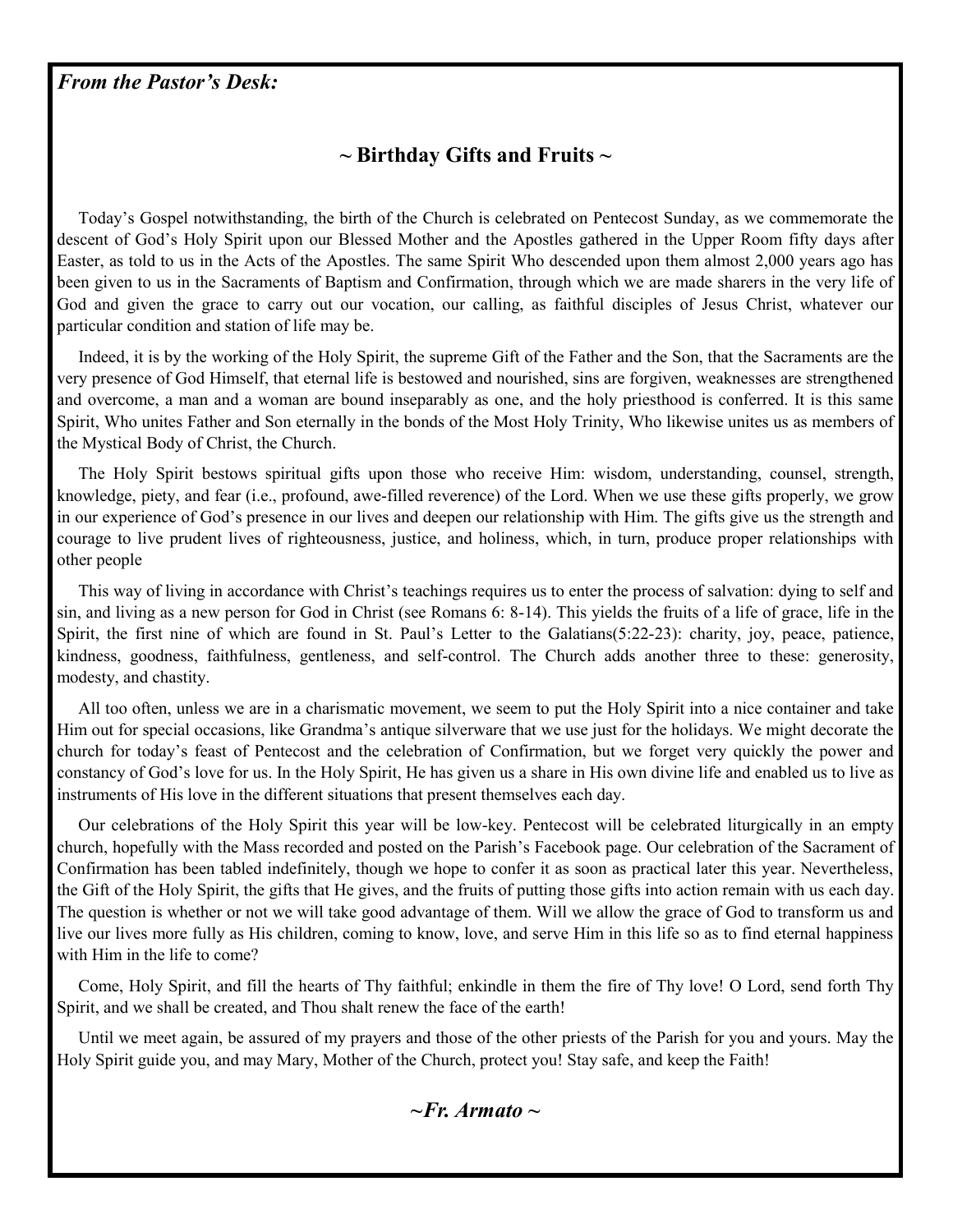***From the Pastor's Desk:***

## ~ Birthday Gifts and Fruits ~

Today's Gospel notwithstanding, the birth of the Church is celebrated on Pentecost Sunday, as we commemorate the descent of God's Holy Spirit upon our Blessed Mother and the Apostles gathered in the Upper Room fifty days after Easter, as told to us in the Acts of the Apostles. The same Spirit Who descended upon them almost 2,000 years ago has been given to us in the Sacraments of Baptism and Confirmation, through which we are made sharers in the very life of God and given the grace to carry out our vocation, our calling, as faithful disciples of Jesus Christ, whatever our particular condition and station of life may be.

Indeed, it is by the working of the Holy Spirit, the supreme Gift of the Father and the Son, that the Sacraments are the very presence of God Himself, that eternal life is bestowed and nourished, sins are forgiven, weaknesses are strengthened and overcome, a man and a woman are bound inseparably as one, and the holy priesthood is conferred. It is this same Spirit, Who unites Father and Son eternally in the bonds of the Most Holy Trinity, Who likewise unites us as members of the Mystical Body of Christ, the Church.

The Holy Spirit bestows spiritual gifts upon those who receive Him: wisdom, understanding, counsel, strength, knowledge, piety, and fear (i.e., profound, awe-filled reverence) of the Lord. When we use these gifts properly, we grow in our experience of God's presence in our lives and deepen our relationship with Him. The gifts give us the strength and courage to live prudent lives of righteousness, justice, and holiness, which, in turn, produce proper relationships with other people

This way of living in accordance with Christ's teachings requires us to enter the process of salvation: dying to self and sin, and living as a new person for God in Christ (see Romans 6: 8-14). This yields the fruits of a life of grace, life in the Spirit, the first nine of which are found in St. Paul's Letter to the Galatians(5:22-23): charity, joy, peace, patience, kindness, goodness, faithfulness, gentleness, and self-control. The Church adds another three to these: generosity, modesty, and chastity.

All too often, unless we are in a charismatic movement, we seem to put the Holy Spirit into a nice container and take Him out for special occasions, like Grandma's antique silverware that we use just for the holidays. We might decorate the church for today's feast of Pentecost and the celebration of Confirmation, but we forget very quickly the power and constancy of God's love for us. In the Holy Spirit, He has given us a share in His own divine life and enabled us to live as instruments of His love in the different situations that present themselves each day.

Our celebrations of the Holy Spirit this year will be low-key. Pentecost will be celebrated liturgically in an empty church, hopefully with the Mass recorded and posted on the Parish's Facebook page. Our celebration of the Sacrament of Confirmation has been tabled indefinitely, though we hope to confer it as soon as practical later this year. Nevertheless, the Gift of the Holy Spirit, the gifts that He gives, and the fruits of putting those gifts into action remain with us each day. The question is whether or not we will take good advantage of them. Will we allow the grace of God to transform us and live our lives more fully as His children, coming to know, love, and serve Him in this life so as to find eternal happiness with Him in the life to come?

Come, Holy Spirit, and fill the hearts of Thy faithful; enkindle in them the fire of Thy love! O Lord, send forth Thy Spirit, and we shall be created, and Thou shalt renew the face of the earth!

Until we meet again, be assured of my prayers and those of the other priests of the Parish for you and yours. May the Holy Spirit guide you, and may Mary, Mother of the Church, protect you! Stay safe, and keep the Faith!

***~Fr. Armato ~***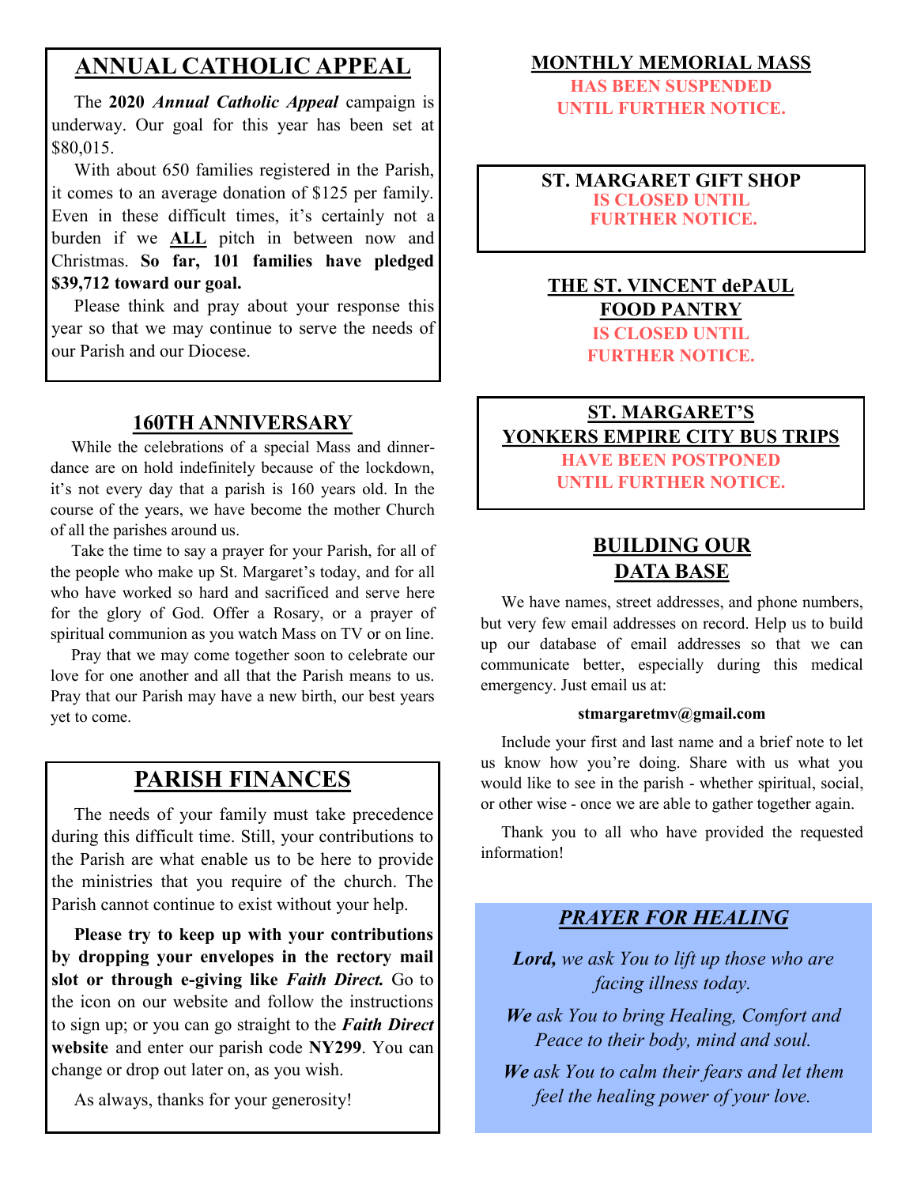## ANNUAL CATHOLIC APPEAL

The **2020** ***Annual Catholic Appeal*** campaign is underway. Our goal for this year has been set at $80,015.

With about 650 families registered in the Parish, it comes to an average donation of $125 per family. Even in these difficult times, it's certainly not a burden if we **ALL** pitch in between now and Christmas. **So far, 101 families have pledged $39,712 toward our goal.**

Please think and pray about your response this year so that we may continue to serve the needs of our Parish and our Diocese.

## 160TH ANNIVERSARY

While the celebrations of a special Mass and dinner-dance are on hold indefinitely because of the lockdown, it's not every day that a parish is 160 years old. In the course of the years, we have become the mother Church of all the parishes around us.

Take the time to say a prayer for your Parish, for all of the people who make up St. Margaret's today, and for all who have worked so hard and sacrificed and serve here for the glory of God. Offer a Rosary, or a prayer of spiritual communion as you watch Mass on TV or on line.

Pray that we may come together soon to celebrate our love for one another and all that the Parish means to us. Pray that our Parish may have a new birth, our best years yet to come.

## PARISH FINANCES

The needs of your family must take precedence during this difficult time. Still, your contributions to the Parish are what enable us to be here to provide the ministries that you require of the church. The Parish cannot continue to exist without your help.

**Please try to keep up with your contributions by dropping your envelopes in the rectory mail slot or through e-giving like *Faith Direct.*** Go to the icon on our website and follow the instructions to sign up; or you can go straight to the ***Faith Direct* website** and enter our parish code **NY299**. You can change or drop out later on, as you wish.

As always, thanks for your generosity!

## MONTHLY MEMORIAL MASS

**HAS BEEN SUSPENDED UNTIL FURTHER NOTICE.**

## ST. MARGARET GIFT SHOP

**IS CLOSED UNTIL FURTHER NOTICE.**

## THE ST. VINCENT dePAUL FOOD PANTRY

**IS CLOSED UNTIL FURTHER NOTICE.**

## ST. MARGARET'S YONKERS EMPIRE CITY BUS TRIPS

**HAVE BEEN POSTPONED UNTIL FURTHER NOTICE.**

## BUILDING OUR DATA BASE

We have names, street addresses, and phone numbers, but very few email addresses on record. Help us to build up our database of email addresses so that we can communicate better, especially during this medical emergency. Just email us at:

**stmargaretmv@gmail.com**

Include your first and last name and a brief note to let us know how you're doing. Share with us what you would like to see in the parish - whether spiritual, social, or other wise - once we are able to gather together again.

Thank you to all who have provided the requested information!

## *PRAYER FOR HEALING*

***Lord,*** *we ask You to lift up those who are facing illness today.*

***We*** *ask You to bring Healing, Comfort and Peace to their body, mind and soul.*

***We*** *ask You to calm their fears and let them feel the healing power of your love.*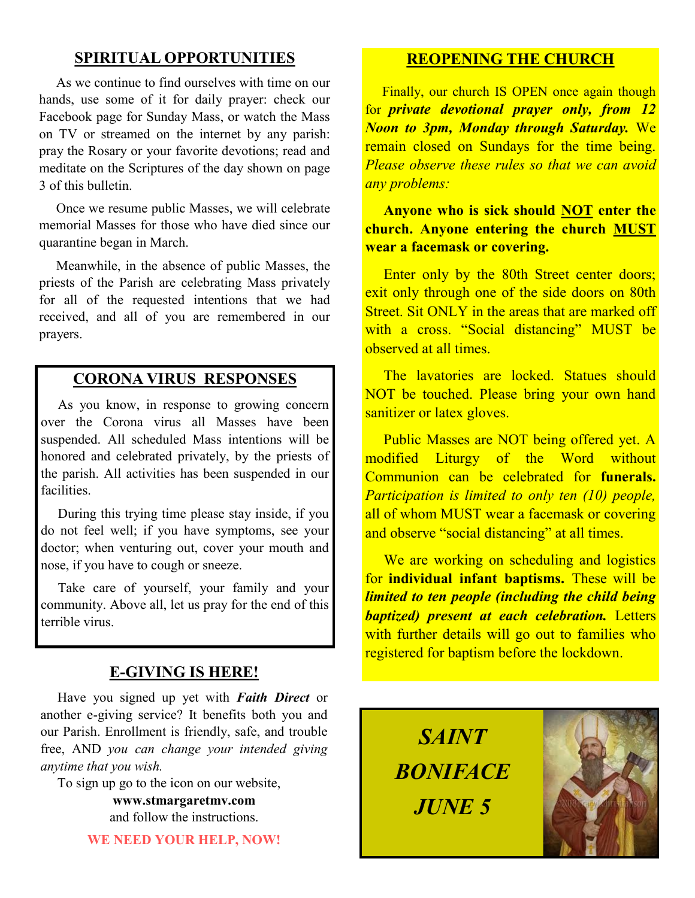## SPIRITUAL OPPORTUNITIES

As we continue to find ourselves with time on our hands, use some of it for daily prayer: check our Facebook page for Sunday Mass, or watch the Mass on TV or streamed on the internet by any parish: pray the Rosary or your favorite devotions; read and meditate on the Scriptures of the day shown on page 3 of this bulletin.

Once we resume public Masses, we will celebrate memorial Masses for those who have died since our quarantine began in March.

Meanwhile, in the absence of public Masses, the priests of the Parish are celebrating Mass privately for all of the requested intentions that we had received, and all of you are remembered in our prayers.

## CORONA VIRUS RESPONSES

As you know, in response to growing concern over the Corona virus all Masses have been suspended. All scheduled Mass intentions will be honored and celebrated privately, by the priests of the parish. All activities has been suspended in our facilities.

During this trying time please stay inside, if you do not feel well; if you have symptoms, see your doctor; when venturing out, cover your mouth and nose, if you have to cough or sneeze.

Take care of yourself, your family and your community. Above all, let us pray for the end of this terrible virus.

## E-GIVING IS HERE!

Have you signed up yet with ***Faith Direct*** or another e-giving service? It benefits both you and our Parish. Enrollment is friendly, safe, and trouble free, AND *you can change your intended giving anytime that you wish.*

To sign up go to the icon on our website,

**www.stmargaretmv.com**

and follow the instructions.

**WE NEED YOUR HELP, NOW!**

## REOPENING THE CHURCH

Finally, our church IS OPEN once again though for ***private devotional prayer only, from 12 Noon to 3pm, Monday through Saturday.*** We remain closed on Sundays for the time being. *Please observe these rules so that we can avoid any problems:*

**Anyone who is sick should NOT enter the church. Anyone entering the church MUST wear a facemask or covering.**

Enter only by the 80th Street center doors; exit only through one of the side doors on 80th Street. Sit ONLY in the areas that are marked off with a cross. "Social distancing" MUST be observed at all times.

The lavatories are locked. Statues should NOT be touched. Please bring your own hand sanitizer or latex gloves.

Public Masses are NOT being offered yet. A modified Liturgy of the Word without Communion can be celebrated for **funerals.** *Participation is limited to only ten (10) people,* all of whom MUST wear a facemask or covering and observe "social distancing" at all times.

We are working on scheduling and logistics for **individual infant baptisms.** These will be ***limited to ten people (including the child being baptized) present at each celebration.*** Letters with further details will go out to families who registered for baptism before the lockdown.

***SAINT BONIFACE***

***JUNE 5***